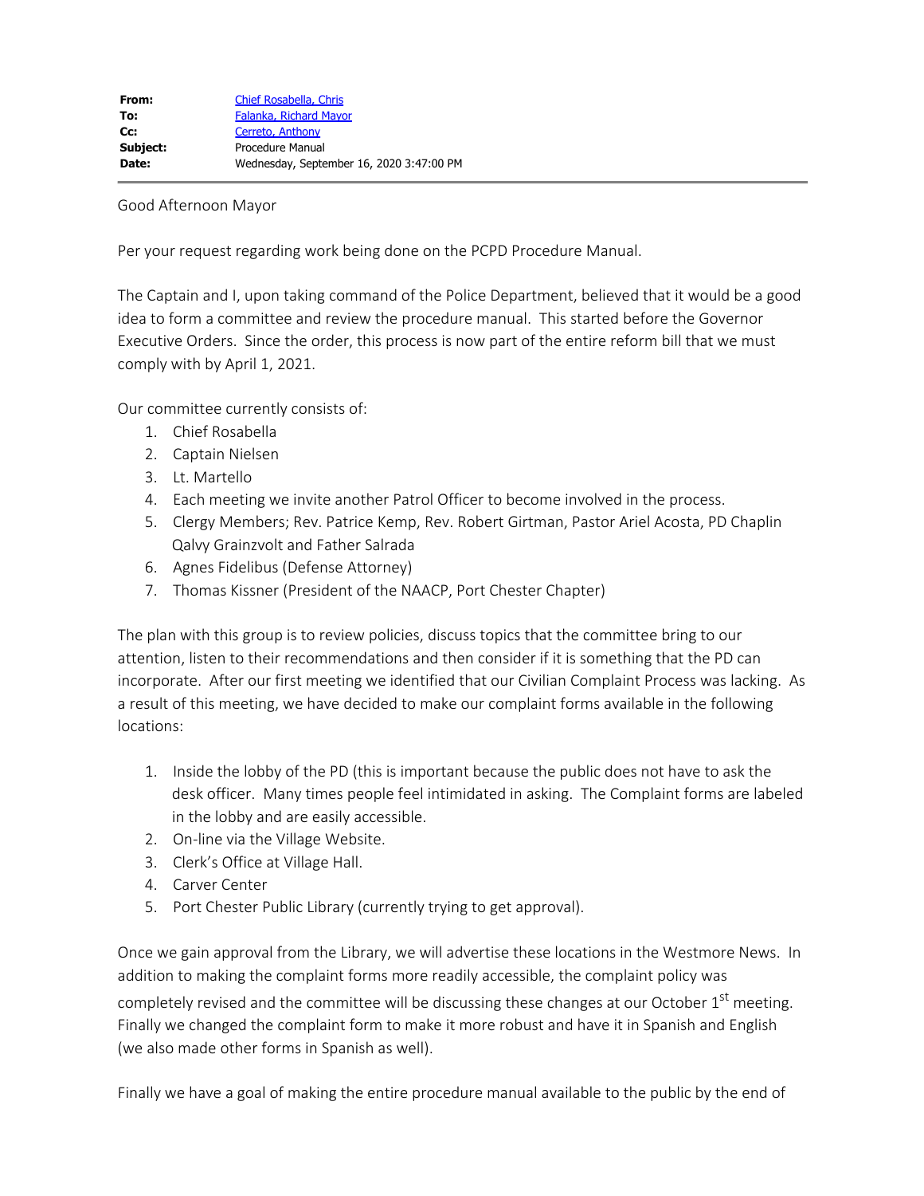| | |
|---|---|
| **From:** | Chief Rosabella, Chris |
| **To:** | Falanka, Richard Mayor |
| **Cc:** | Cerreto, Anthony |
| **Subject:** | Procedure Manual |
| **Date:** | Wednesday, September 16, 2020 3:47:00 PM |

Good Afternoon Mayor

Per your request regarding work being done on the PCPD Procedure Manual.

The Captain and I, upon taking command of the Police Department, believed that it would be a good idea to form a committee and review the procedure manual. This started before the Governor Executive Orders. Since the order, this process is now part of the entire reform bill that we must comply with by April 1, 2021.

Our committee currently consists of:

1. Chief Rosabella
2. Captain Nielsen
3. Lt. Martello
4. Each meeting we invite another Patrol Officer to become involved in the process.
5. Clergy Members; Rev. Patrice Kemp, Rev. Robert Girtman, Pastor Ariel Acosta, PD Chaplin Qalvy Grainzvolt and Father Salrada
6. Agnes Fidelibus (Defense Attorney)
7. Thomas Kissner (President of the NAACP, Port Chester Chapter)

The plan with this group is to review policies, discuss topics that the committee bring to our attention, listen to their recommendations and then consider if it is something that the PD can incorporate. After our first meeting we identified that our Civilian Complaint Process was lacking. As a result of this meeting, we have decided to make our complaint forms available in the following locations:

1. Inside the lobby of the PD (this is important because the public does not have to ask the desk officer. Many times people feel intimidated in asking. The Complaint forms are labeled in the lobby and are easily accessible.
2. On-line via the Village Website.
3. Clerk's Office at Village Hall.
4. Carver Center
5. Port Chester Public Library (currently trying to get approval).

Once we gain approval from the Library, we will advertise these locations in the Westmore News. In addition to making the complaint forms more readily accessible, the complaint policy was completely revised and the committee will be discussing these changes at our October 1st meeting. Finally we changed the complaint form to make it more robust and have it in Spanish and English (we also made other forms in Spanish as well).

Finally we have a goal of making the entire procedure manual available to the public by the end of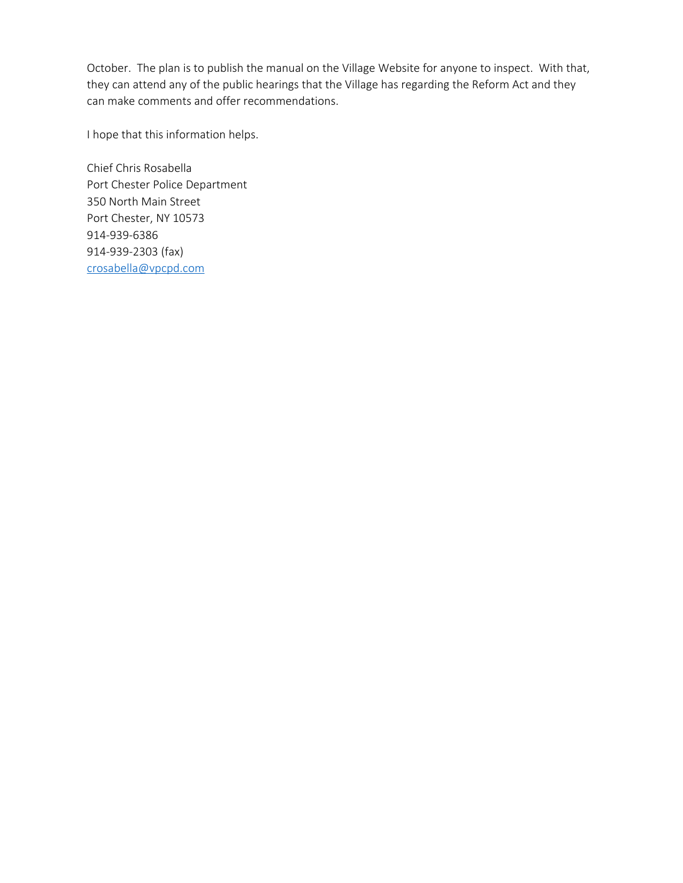October. The plan is to publish the manual on the Village Website for anyone to inspect. With that, they can attend any of the public hearings that the Village has regarding the Reform Act and they can make comments and offer recommendations.

I hope that this information helps.

Chief Chris Rosabella
Port Chester Police Department
350 North Main Street
Port Chester, NY 10573
914-939-6386
914-939-2303 (fax)
crosabella@vpcpd.com